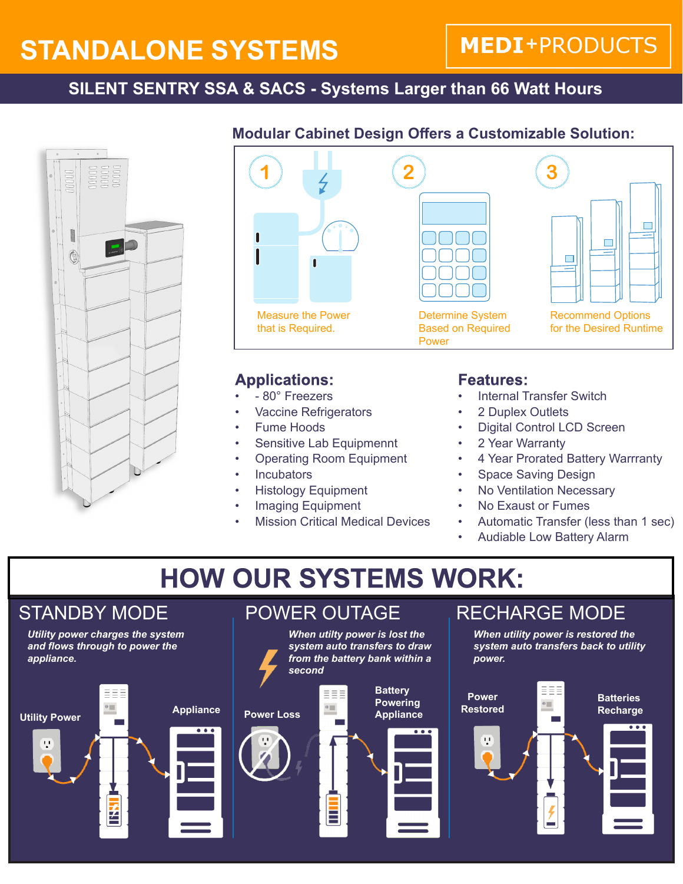# STANDALONE SYSTEMS

**MEDI+PRODUCTS**

## SILENT SENTRY SSA & SACS - Systems Larger than 66 Watt Hours

### Modular Cabinet Design Offers a Customizable Solution:

1. Measure the Power that is Required.
2. Determine System Based on Required Power
3. Recommend Options for the Desired Runtime

### Applications:

- - 80° Freezers
- Vaccine Refrigerators
- Fume Hoods
- Sensitive Lab Equipmennt
- Operating Room Equipment
- Incubators
- Histology Equipment
- Imaging Equipment
- Mission Critical Medical Devices

### Features:

- Internal Transfer Switch
- 2 Duplex Outlets
- Digital Control LCD Screen
- 2 Year Warranty
- 4 Year Prorated Battery Warrranty
- Space Saving Design
- No Ventilation Necessary
- No Exaust or Fumes
- Automatic Transfer (less than 1 sec)
- Audiable Low Battery Alarm

## HOW OUR SYSTEMS WORK:

### STANDBY MODE

*Utility power charges the system and flows through to power the appliance.*

Utility Power

Appliance

### POWER OUTAGE

*When utility power is lost the system auto transfers to draw from the battery bank within a second*

Power Loss

Battery Powering Appliance

### RECHARGE MODE

*When utility power is restored the system auto transfers back to utility power.*

Power Restored

Batteries Recharge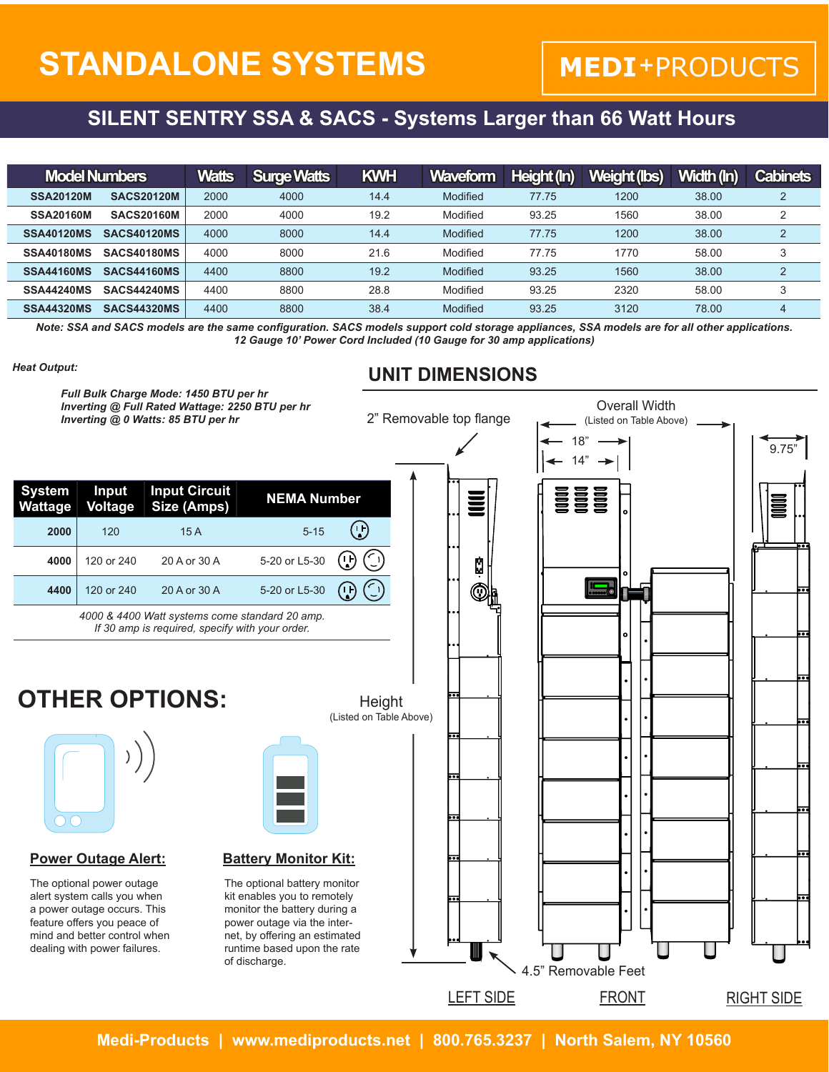# STANDALONE SYSTEMS

MEDI+PRODUCTS

## SILENT SENTRY SSA & SACS - Systems Larger than 66 Watt Hours

| Model Numbers | | Watts | Surge Watts | KWH | Waveform | Height (In) | Weight (lbs) | Width (In) | Cabinets |
|---|---|---|---|---|---|---|---|---|---|
| **SSA20120M** | **SACS20120M** | 2000 | 4000 | 14.4 | Modified | 77.75 | 1200 | 38.00 | 2 |
| **SSA20160M** | **SACS20160M** | 2000 | 4000 | 19.2 | Modified | 93.25 | 1560 | 38.00 | 2 |
| **SSA40120MS** | **SACS40120MS** | 4000 | 8000 | 14.4 | Modified | 77.75 | 1200 | 38.00 | 2 |
| **SSA40180MS** | **SACS40180MS** | 4000 | 8000 | 21.6 | Modified | 77.75 | 1770 | 58.00 | 3 |
| **SSA44160MS** | **SACS44160MS** | 4400 | 8800 | 19.2 | Modified | 93.25 | 1560 | 38.00 | 2 |
| **SSA44240MS** | **SACS44240MS** | 4400 | 8800 | 28.8 | Modified | 93.25 | 2320 | 58.00 | 3 |
| **SSA44320MS** | **SACS44320MS** | 4400 | 8800 | 38.4 | Modified | 93.25 | 3120 | 78.00 | 4 |

***Note: SSA and SACS models are the same configuration. SACS models support cold storage appliances, SSA models are for all other applications. 12 Gauge 10' Power Cord Included (10 Gauge for 30 amp applications)***

***Heat Output:***

***Full Bulk Charge Mode: 1450 BTU per hr***
***Inverting @ Full Rated Wattage: 2250 BTU per hr***
***Inverting @ 0 Watts: 85 BTU per hr***

| System Wattage | Input Voltage | Input Circuit Size (Amps) | NEMA Number |
|---|---|---|---|
| **2000** | 120 | 15 A | 5-15 |
| **4000** | 120 or 240 | 20 A or 30 A | 5-20 or L5-30 |
| **4400** | 120 or 240 | 20 A or 30 A | 5-20 or L5-30 |

*4000 & 4400 Watt systems come standard 20 amp. If 30 amp is required, specify with your order.*

## UNIT DIMENSIONS

2" Removable top flange

Overall Width
(Listed on Table Above)

18"

14"

9.75"

Height
(Listed on Table Above)

4.5" Removable Feet

LEFT SIDE

FRONT

RIGHT SIDE

## OTHER OPTIONS:

### Power Outage Alert:

The optional power outage alert system calls you when a power outage occurs. This feature offers you peace of mind and better control when dealing with power failures.

### Battery Monitor Kit:

The optional battery monitor kit enables you to remotely monitor the battery during a power outage via the internet, by offering an estimated runtime based upon the rate of discharge.

**Medi-Products | www.mediproducts.net | 800.765.3237 | North Salem, NY 10560**